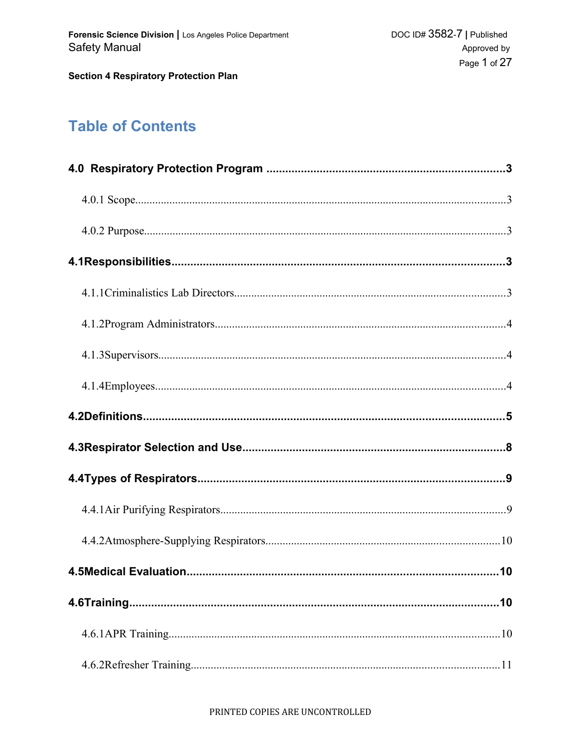# Table of Contents

**4.0 Respiratory Protection Program** .......... **3**

4.0.1 Scope .......... 3

4.0.2 Purpose .......... 3

**4.1Responsibilities** .......... **3**

4.1.1Criminalistics Lab Directors .......... 3

4.1.2Program Administrators .......... 4

4.1.3Supervisors .......... 4

4.1.4Employees .......... 4

**4.2Definitions** .......... **5**

**4.3Respirator Selection and Use** .......... **8**

**4.4Types of Respirators** .......... **9**

4.4.1Air Purifying Respirators .......... 9

4.4.2Atmosphere-Supplying Respirators .......... 10

**4.5Medical Evaluation** .......... **10**

**4.6Training** .......... **10**

4.6.1APR Training .......... 10

4.6.2Refresher Training .......... 11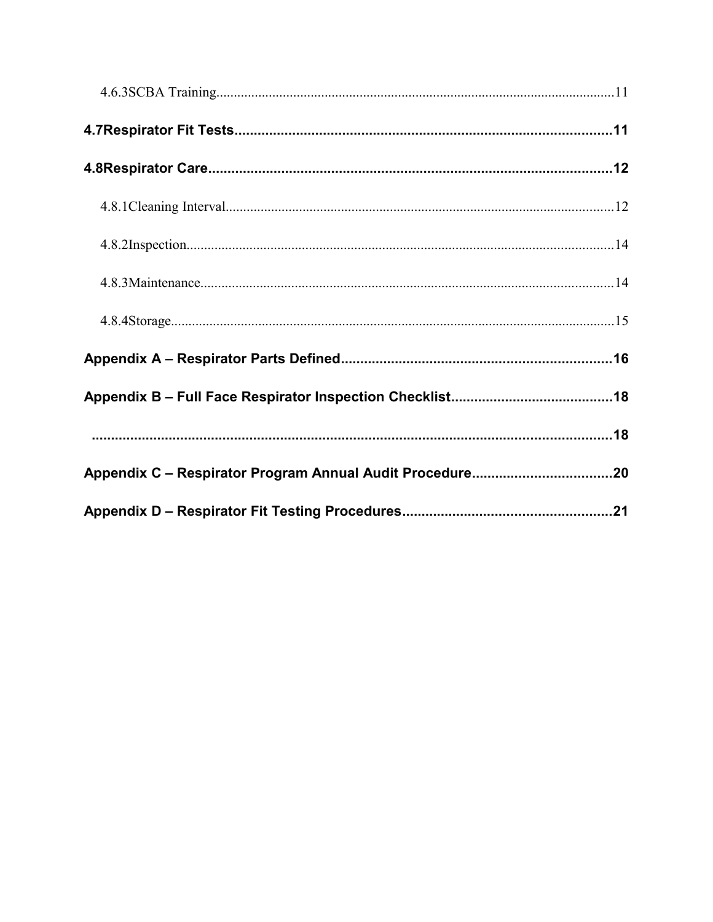4.6.3SCBA Training.......................................................................................................................11

**4.7Respirator Fit Tests.........................................................................................................11**

**4.8Respirator Care..................................................................................................................12**

4.8.1Cleaning Interval.............................................................................................................12

4.8.2Inspection........................................................................................................................14

4.8.3Maintenance...................................................................................................................14

4.8.4Storage...........................................................................................................................15

**Appendix A – Respirator Parts Defined.................................................................16**

**Appendix B – Full Face Respirator Inspection Checklist.........................................18**

**.............................................................................................................................18**

**Appendix C – Respirator Program Annual Audit Procedure...................................20**

**Appendix D – Respirator Fit Testing Procedures....................................................21**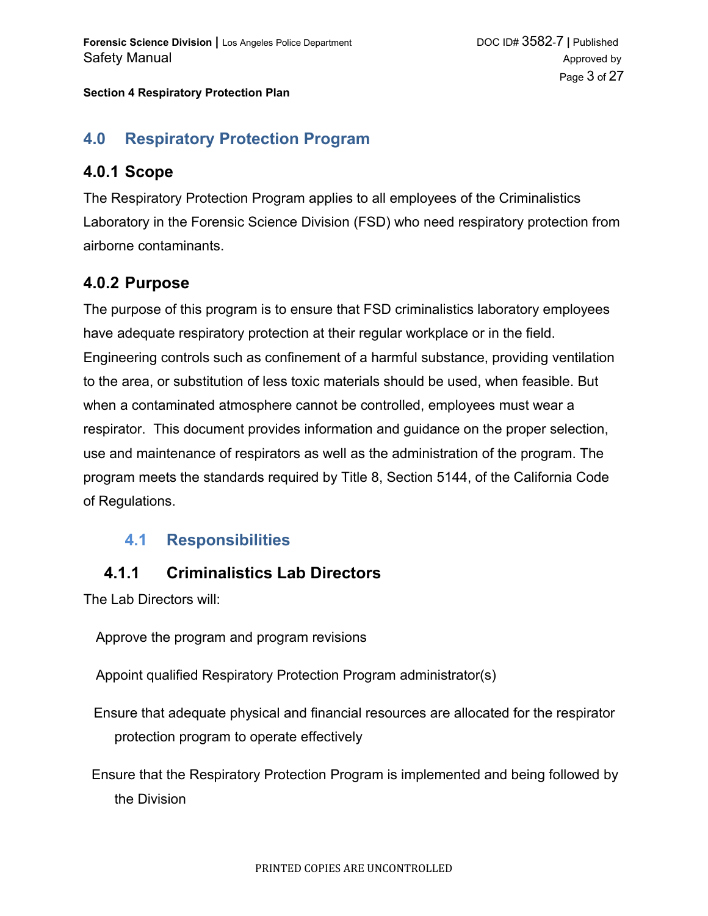## 4.0 Respiratory Protection Program

### 4.0.1 Scope

The Respiratory Protection Program applies to all employees of the Criminalistics Laboratory in the Forensic Science Division (FSD) who need respiratory protection from airborne contaminants.

### 4.0.2 Purpose

The purpose of this program is to ensure that FSD criminalistics laboratory employees have adequate respiratory protection at their regular workplace or in the field. Engineering controls such as confinement of a harmful substance, providing ventilation to the area, or substitution of less toxic materials should be used, when feasible. But when a contaminated atmosphere cannot be controlled, employees must wear a respirator. This document provides information and guidance on the proper selection, use and maintenance of respirators as well as the administration of the program. The program meets the standards required by Title 8, Section 5144, of the California Code of Regulations.

## 4.1 Responsibilities

### 4.1.1 Criminalistics Lab Directors

The Lab Directors will:

- Approve the program and program revisions
- Appoint qualified Respiratory Protection Program administrator(s)
- Ensure that adequate physical and financial resources are allocated for the respirator protection program to operate effectively
- Ensure that the Respiratory Protection Program is implemented and being followed by the Division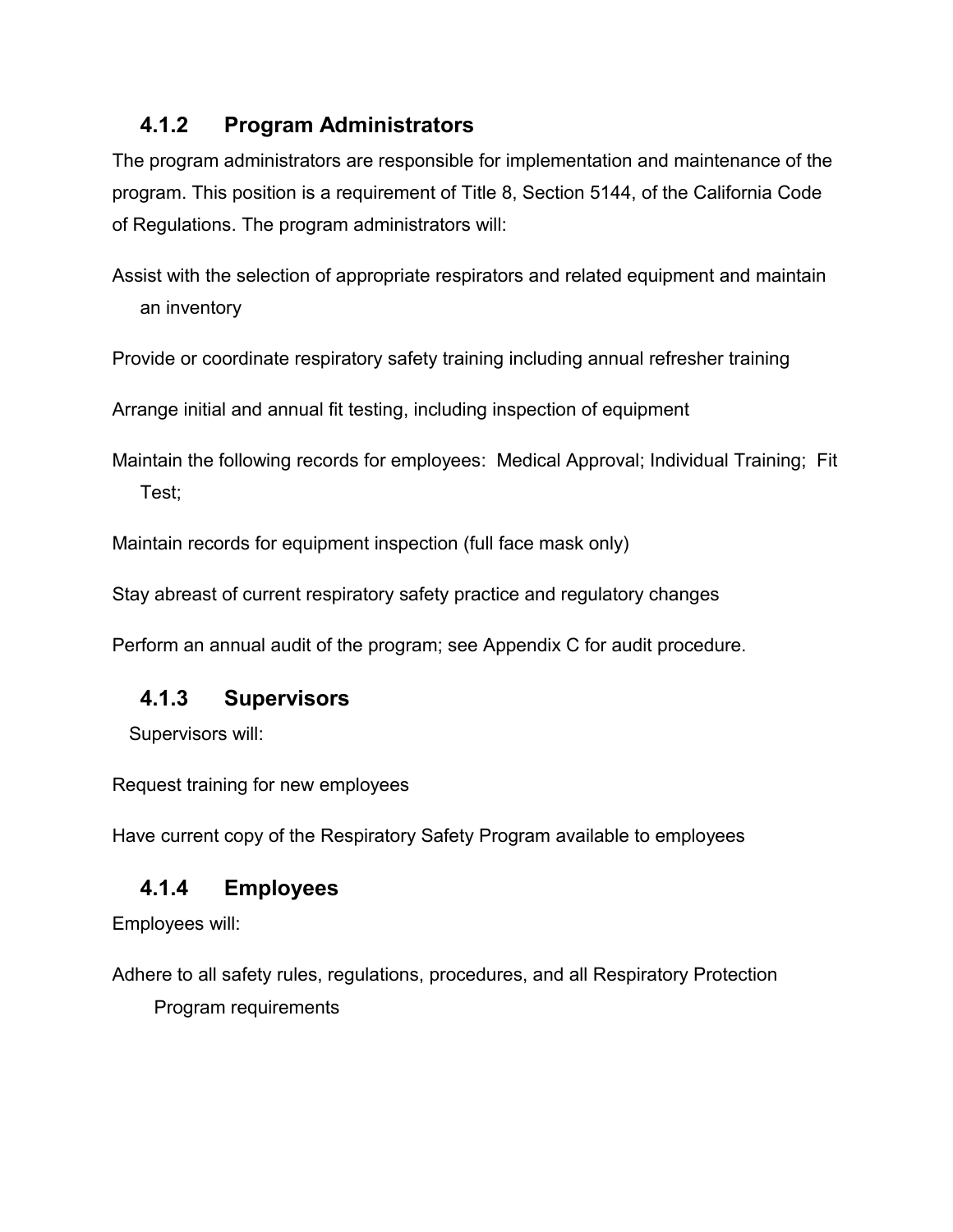### 4.1.2 Program Administrators

The program administrators are responsible for implementation and maintenance of the program. This position is a requirement of Title 8, Section 5144, of the California Code of Regulations. The program administrators will:

Assist with the selection of appropriate respirators and related equipment and maintain an inventory

Provide or coordinate respiratory safety training including annual refresher training

Arrange initial and annual fit testing, including inspection of equipment

Maintain the following records for employees: Medical Approval; Individual Training; Fit Test;

Maintain records for equipment inspection (full face mask only)

Stay abreast of current respiratory safety practice and regulatory changes

Perform an annual audit of the program; see Appendix C for audit procedure.

### 4.1.3 Supervisors

Supervisors will:

Request training for new employees

Have current copy of the Respiratory Safety Program available to employees

### 4.1.4 Employees

Employees will:

Adhere to all safety rules, regulations, procedures, and all Respiratory Protection Program requirements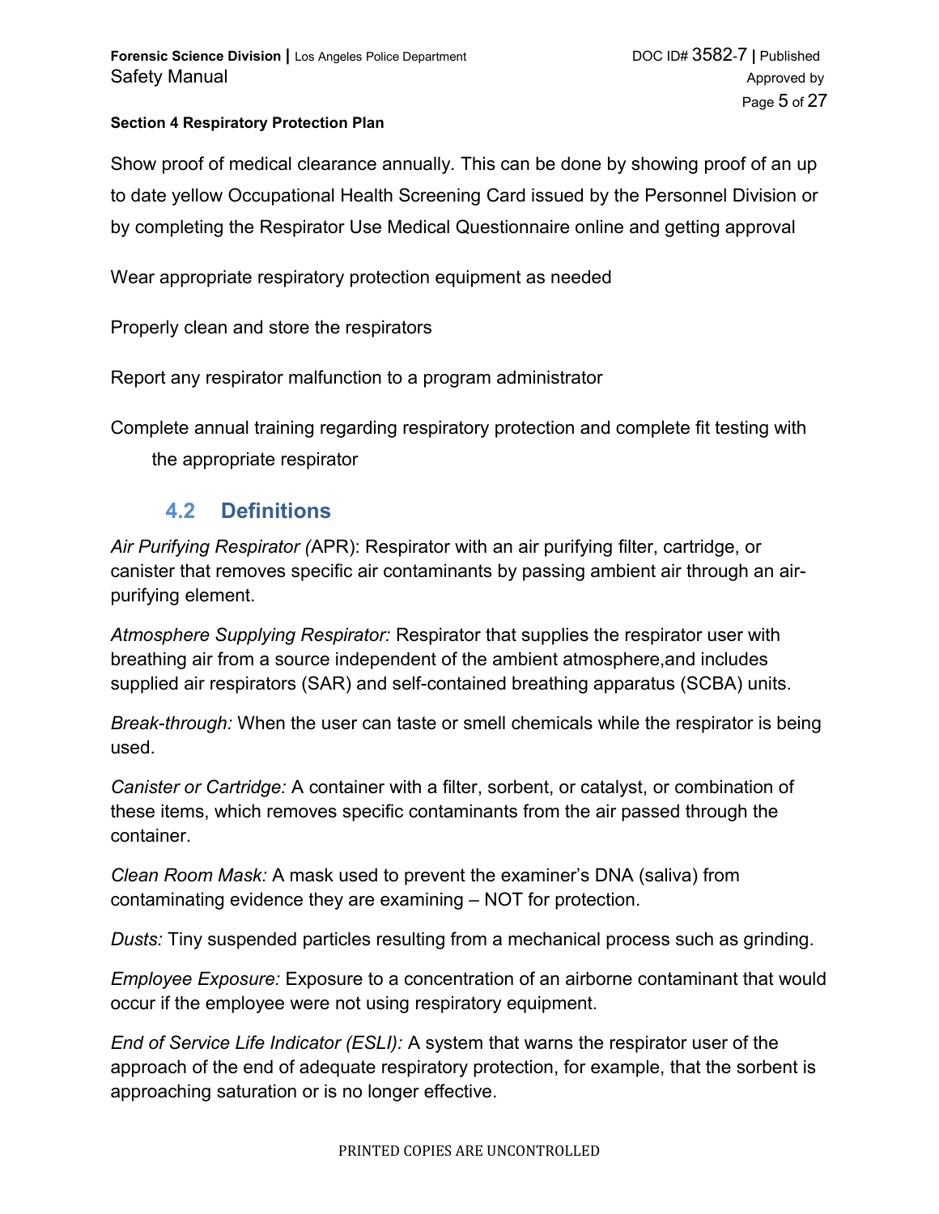Show proof of medical clearance annually. This can be done by showing proof of an up to date yellow Occupational Health Screening Card issued by the Personnel Division or by completing the Respirator Use Medical Questionnaire online and getting approval

Wear appropriate respiratory protection equipment as needed

Properly clean and store the respirators

Report any respirator malfunction to a program administrator

Complete annual training regarding respiratory protection and complete fit testing with the appropriate respirator

## 4.2 Definitions

*Air Purifying Respirator (*APR): Respirator with an air purifying filter, cartridge, or canister that removes specific air contaminants by passing ambient air through an air-purifying element.

*Atmosphere Supplying Respirator:* Respirator that supplies the respirator user with breathing air from a source independent of the ambient atmosphere,and includes supplied air respirators (SAR) and self-contained breathing apparatus (SCBA) units.

*Break-through:* When the user can taste or smell chemicals while the respirator is being used.

*Canister or Cartridge:* A container with a filter, sorbent, or catalyst, or combination of these items, which removes specific contaminants from the air passed through the container.

*Clean Room Mask:* A mask used to prevent the examiner's DNA (saliva) from contaminating evidence they are examining – NOT for protection.

*Dusts:* Tiny suspended particles resulting from a mechanical process such as grinding.

*Employee Exposure:* Exposure to a concentration of an airborne contaminant that would occur if the employee were not using respiratory equipment.

*End of Service Life Indicator (ESLI):* A system that warns the respirator user of the approach of the end of adequate respiratory protection, for example, that the sorbent is approaching saturation or is no longer effective.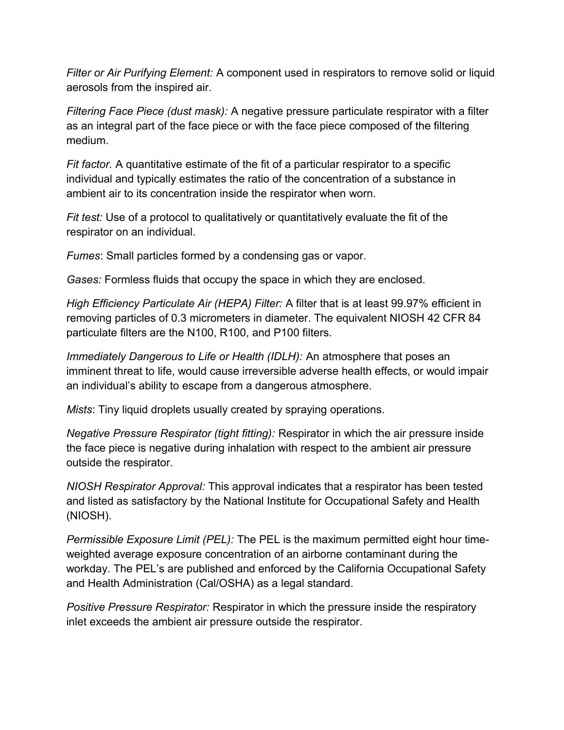*Filter or Air Purifying Element:* A component used in respirators to remove solid or liquid aerosols from the inspired air.

*Filtering Face Piece (dust mask):* A negative pressure particulate respirator with a filter as an integral part of the face piece or with the face piece composed of the filtering medium.

*Fit factor.* A quantitative estimate of the fit of a particular respirator to a specific individual and typically estimates the ratio of the concentration of a substance in ambient air to its concentration inside the respirator when worn.

*Fit test:* Use of a protocol to qualitatively or quantitatively evaluate the fit of the respirator on an individual.

*Fumes*: Small particles formed by a condensing gas or vapor.

*Gases:* Formless fluids that occupy the space in which they are enclosed.

*High Efficiency Particulate Air (HEPA) Filter:* A filter that is at least 99.97% efficient in removing particles of 0.3 micrometers in diameter. The equivalent NIOSH 42 CFR 84 particulate filters are the N100, R100, and P100 filters.

*Immediately Dangerous to Life or Health (IDLH):* An atmosphere that poses an imminent threat to life, would cause irreversible adverse health effects, or would impair an individual's ability to escape from a dangerous atmosphere.

*Mists*: Tiny liquid droplets usually created by spraying operations.

*Negative Pressure Respirator (tight fitting):* Respirator in which the air pressure inside the face piece is negative during inhalation with respect to the ambient air pressure outside the respirator.

*NIOSH Respirator Approval:* This approval indicates that a respirator has been tested and listed as satisfactory by the National Institute for Occupational Safety and Health (NIOSH).

*Permissible Exposure Limit (PEL):* The PEL is the maximum permitted eight hour time-weighted average exposure concentration of an airborne contaminant during the workday. The PEL's are published and enforced by the California Occupational Safety and Health Administration (Cal/OSHA) as a legal standard.

*Positive Pressure Respirator:* Respirator in which the pressure inside the respiratory inlet exceeds the ambient air pressure outside the respirator.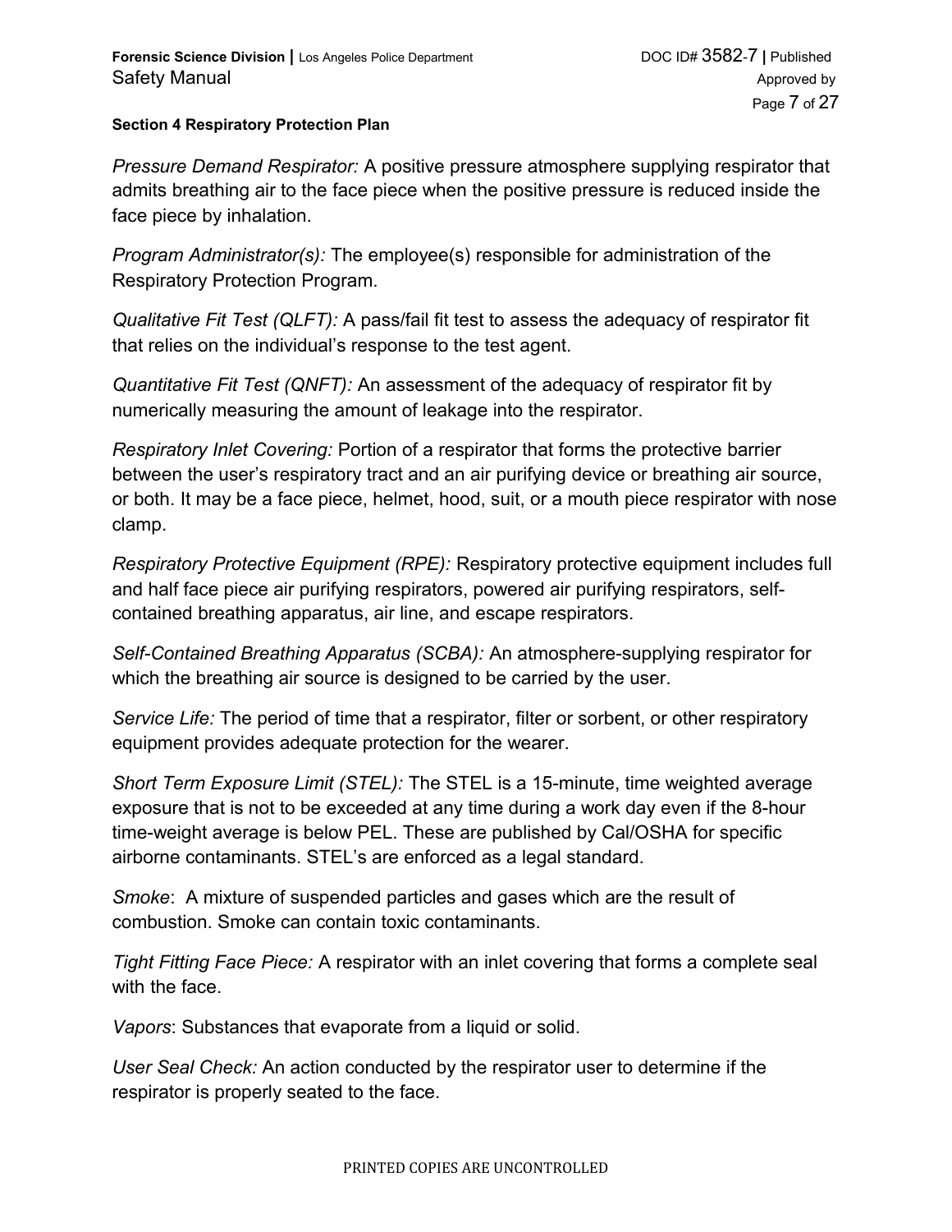**Section 4 Respiratory Protection Plan**

*Pressure Demand Respirator:* A positive pressure atmosphere supplying respirator that admits breathing air to the face piece when the positive pressure is reduced inside the face piece by inhalation.

*Program Administrator(s):* The employee(s) responsible for administration of the Respiratory Protection Program.

*Qualitative Fit Test (QLFT):* A pass/fail fit test to assess the adequacy of respirator fit that relies on the individual's response to the test agent.

*Quantitative Fit Test (QNFT):* An assessment of the adequacy of respirator fit by numerically measuring the amount of leakage into the respirator.

*Respiratory Inlet Covering:* Portion of a respirator that forms the protective barrier between the user's respiratory tract and an air purifying device or breathing air source, or both. It may be a face piece, helmet, hood, suit, or a mouth piece respirator with nose clamp.

*Respiratory Protective Equipment (RPE):* Respiratory protective equipment includes full and half face piece air purifying respirators, powered air purifying respirators, self-contained breathing apparatus, air line, and escape respirators.

*Self-Contained Breathing Apparatus (SCBA):* An atmosphere-supplying respirator for which the breathing air source is designed to be carried by the user.

*Service Life:* The period of time that a respirator, filter or sorbent, or other respiratory equipment provides adequate protection for the wearer.

*Short Term Exposure Limit (STEL):* The STEL is a 15-minute, time weighted average exposure that is not to be exceeded at any time during a work day even if the 8-hour time-weight average is below PEL. These are published by Cal/OSHA for specific airborne contaminants. STEL's are enforced as a legal standard.

*Smoke*: A mixture of suspended particles and gases which are the result of combustion. Smoke can contain toxic contaminants.

*Tight Fitting Face Piece:* A respirator with an inlet covering that forms a complete seal with the face.

*Vapors*: Substances that evaporate from a liquid or solid.

*User Seal Check:* An action conducted by the respirator user to determine if the respirator is properly seated to the face.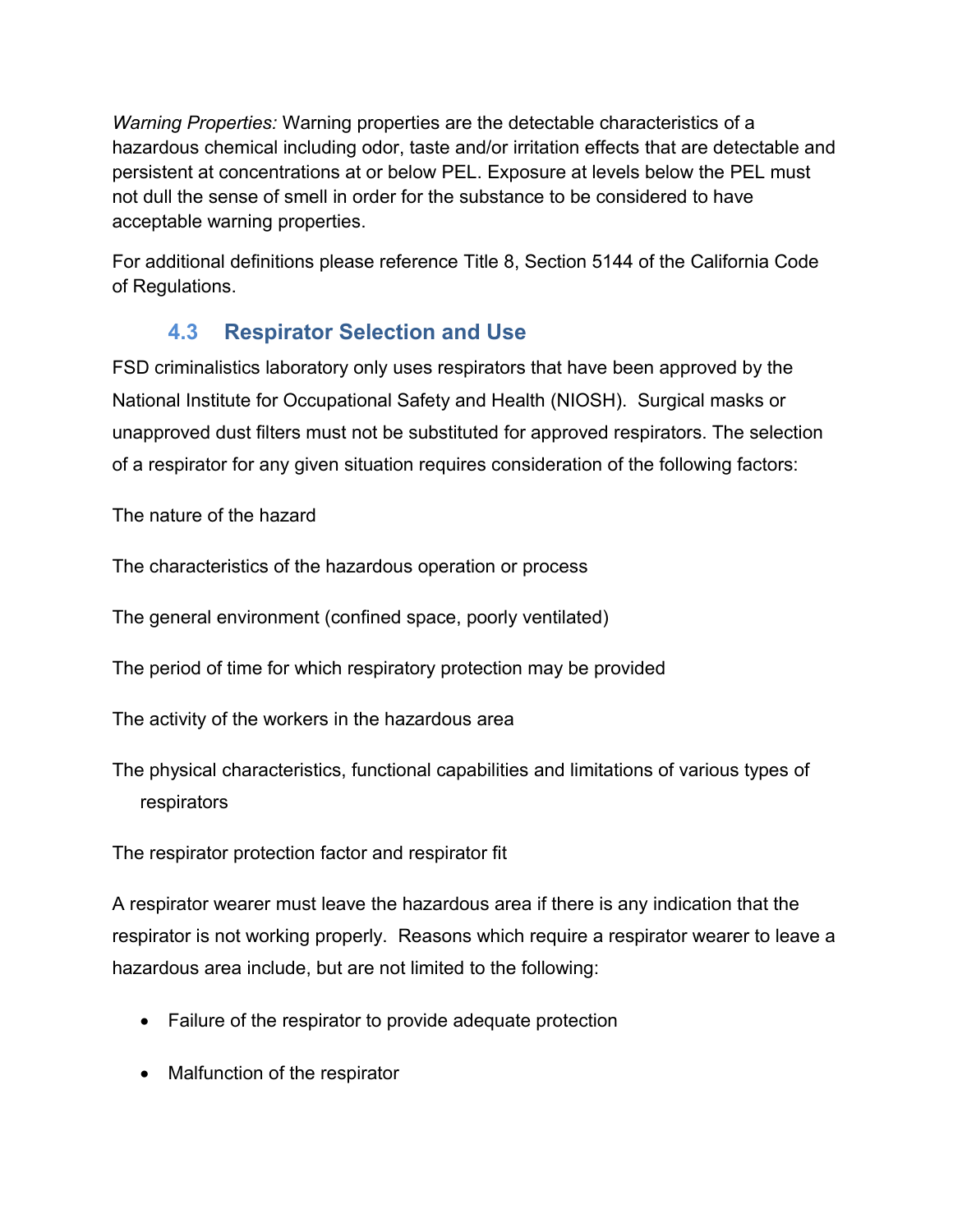*Warning Properties:* Warning properties are the detectable characteristics of a hazardous chemical including odor, taste and/or irritation effects that are detectable and persistent at concentrations at or below PEL. Exposure at levels below the PEL must not dull the sense of smell in order for the substance to be considered to have acceptable warning properties.

For additional definitions please reference Title 8, Section 5144 of the California Code of Regulations.

## 4.3 Respirator Selection and Use

FSD criminalistics laboratory only uses respirators that have been approved by the National Institute for Occupational Safety and Health (NIOSH). Surgical masks or unapproved dust filters must not be substituted for approved respirators. The selection of a respirator for any given situation requires consideration of the following factors:

The nature of the hazard

The characteristics of the hazardous operation or process

The general environment (confined space, poorly ventilated)

The period of time for which respiratory protection may be provided

The activity of the workers in the hazardous area

The physical characteristics, functional capabilities and limitations of various types of respirators

The respirator protection factor and respirator fit

A respirator wearer must leave the hazardous area if there is any indication that the respirator is not working properly. Reasons which require a respirator wearer to leave a hazardous area include, but are not limited to the following:

- Failure of the respirator to provide adequate protection
- Malfunction of the respirator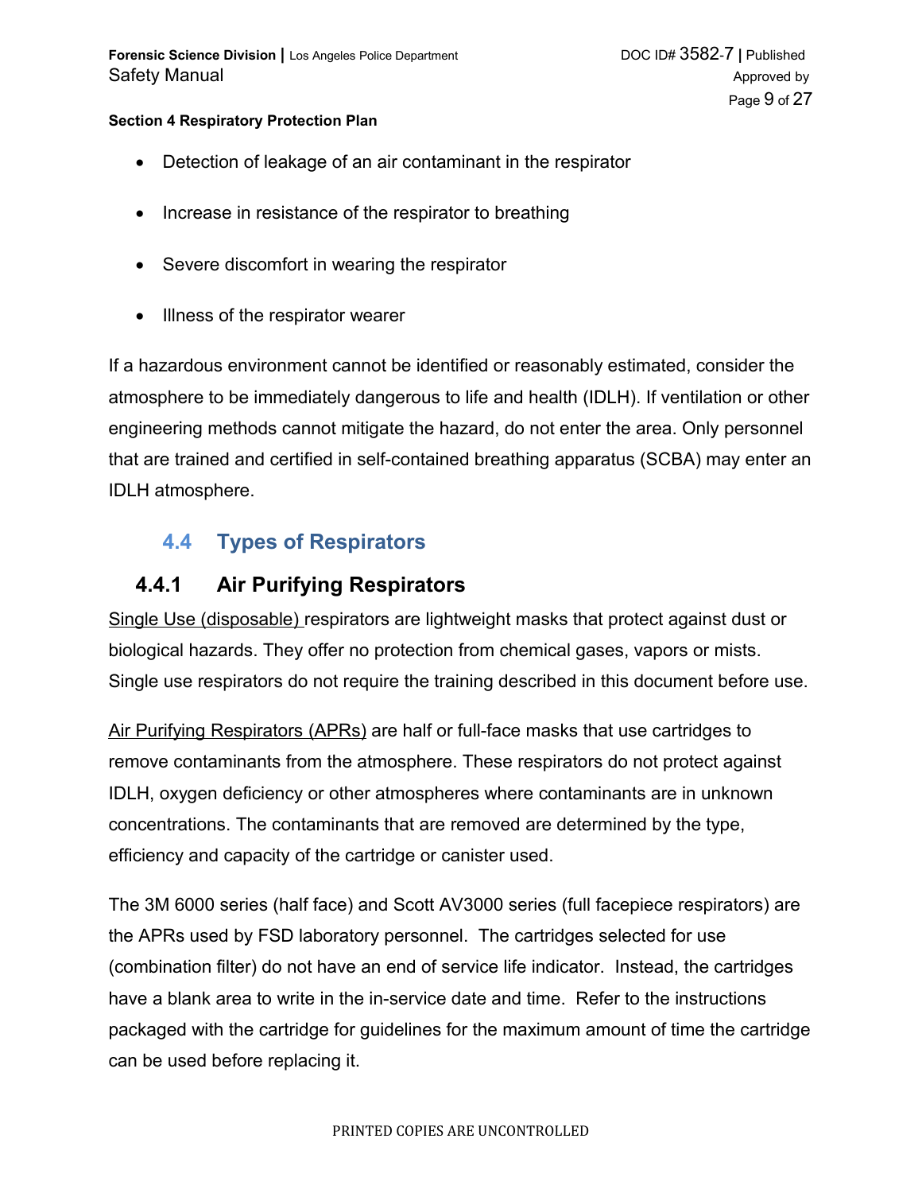- Detection of leakage of an air contaminant in the respirator
- Increase in resistance of the respirator to breathing
- Severe discomfort in wearing the respirator
- Illness of the respirator wearer

If a hazardous environment cannot be identified or reasonably estimated, consider the atmosphere to be immediately dangerous to life and health (IDLH). If ventilation or other engineering methods cannot mitigate the hazard, do not enter the area. Only personnel that are trained and certified in self-contained breathing apparatus (SCBA) may enter an IDLH atmosphere.

## 4.4 Types of Respirators

### 4.4.1 Air Purifying Respirators

Single Use (disposable) respirators are lightweight masks that protect against dust or biological hazards. They offer no protection from chemical gases, vapors or mists. Single use respirators do not require the training described in this document before use.

Air Purifying Respirators (APRs) are half or full-face masks that use cartridges to remove contaminants from the atmosphere. These respirators do not protect against IDLH, oxygen deficiency or other atmospheres where contaminants are in unknown concentrations. The contaminants that are removed are determined by the type, efficiency and capacity of the cartridge or canister used.

The 3M 6000 series (half face) and Scott AV3000 series (full facepiece respirators) are the APRs used by FSD laboratory personnel. The cartridges selected for use (combination filter) do not have an end of service life indicator. Instead, the cartridges have a blank area to write in the in-service date and time. Refer to the instructions packaged with the cartridge for guidelines for the maximum amount of time the cartridge can be used before replacing it.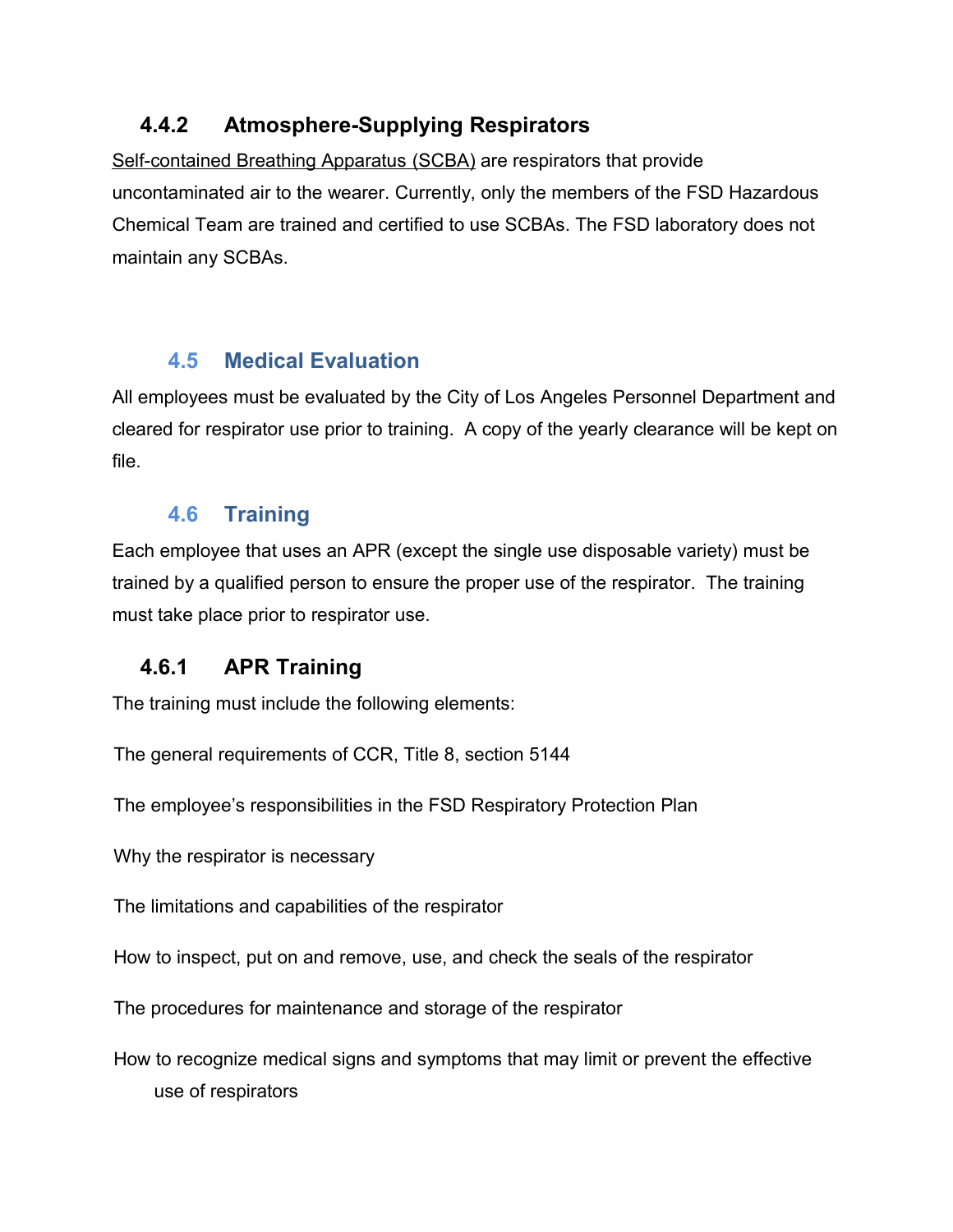### 4.4.2 Atmosphere-Supplying Respirators

Self-contained Breathing Apparatus (SCBA) are respirators that provide uncontaminated air to the wearer. Currently, only the members of the FSD Hazardous Chemical Team are trained and certified to use SCBAs. The FSD laboratory does not maintain any SCBAs.

## 4.5 Medical Evaluation

All employees must be evaluated by the City of Los Angeles Personnel Department and cleared for respirator use prior to training. A copy of the yearly clearance will be kept on file.

## 4.6 Training

Each employee that uses an APR (except the single use disposable variety) must be trained by a qualified person to ensure the proper use of the respirator. The training must take place prior to respirator use.

### 4.6.1 APR Training

The training must include the following elements:

The general requirements of CCR, Title 8, section 5144

The employee's responsibilities in the FSD Respiratory Protection Plan

Why the respirator is necessary

The limitations and capabilities of the respirator

How to inspect, put on and remove, use, and check the seals of the respirator

The procedures for maintenance and storage of the respirator

How to recognize medical signs and symptoms that may limit or prevent the effective use of respirators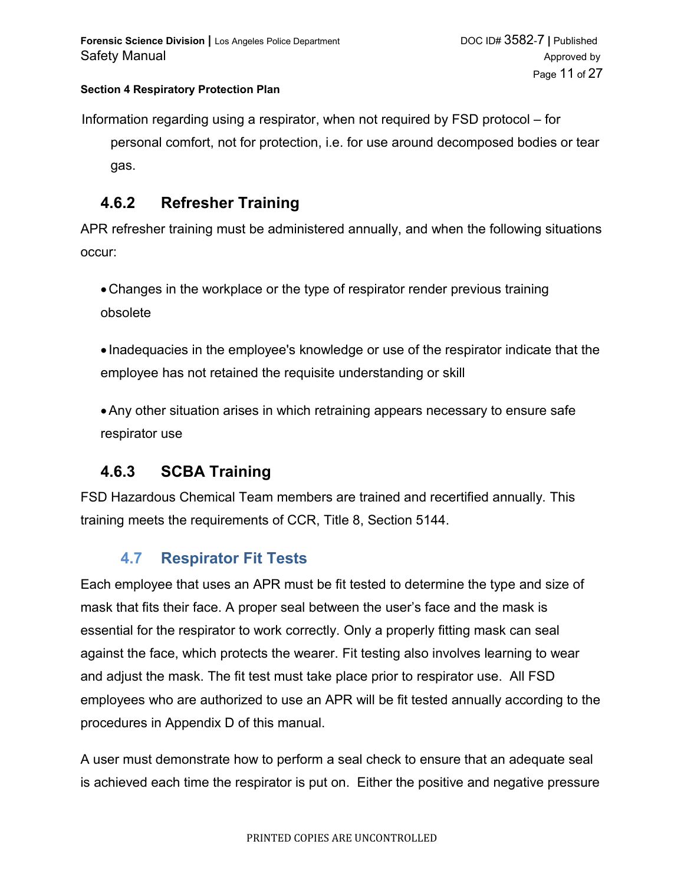Information regarding using a respirator, when not required by FSD protocol – for personal comfort, not for protection, i.e. for use around decomposed bodies or tear gas.

### 4.6.2 Refresher Training

APR refresher training must be administered annually, and when the following situations occur:

- Changes in the workplace or the type of respirator render previous training obsolete
- Inadequacies in the employee's knowledge or use of the respirator indicate that the employee has not retained the requisite understanding or skill
- Any other situation arises in which retraining appears necessary to ensure safe respirator use

### 4.6.3 SCBA Training

FSD Hazardous Chemical Team members are trained and recertified annually. This training meets the requirements of CCR, Title 8, Section 5144.

## 4.7 Respirator Fit Tests

Each employee that uses an APR must be fit tested to determine the type and size of mask that fits their face. A proper seal between the user's face and the mask is essential for the respirator to work correctly. Only a properly fitting mask can seal against the face, which protects the wearer. Fit testing also involves learning to wear and adjust the mask. The fit test must take place prior to respirator use. All FSD employees who are authorized to use an APR will be fit tested annually according to the procedures in Appendix D of this manual.

A user must demonstrate how to perform a seal check to ensure that an adequate seal is achieved each time the respirator is put on. Either the positive and negative pressure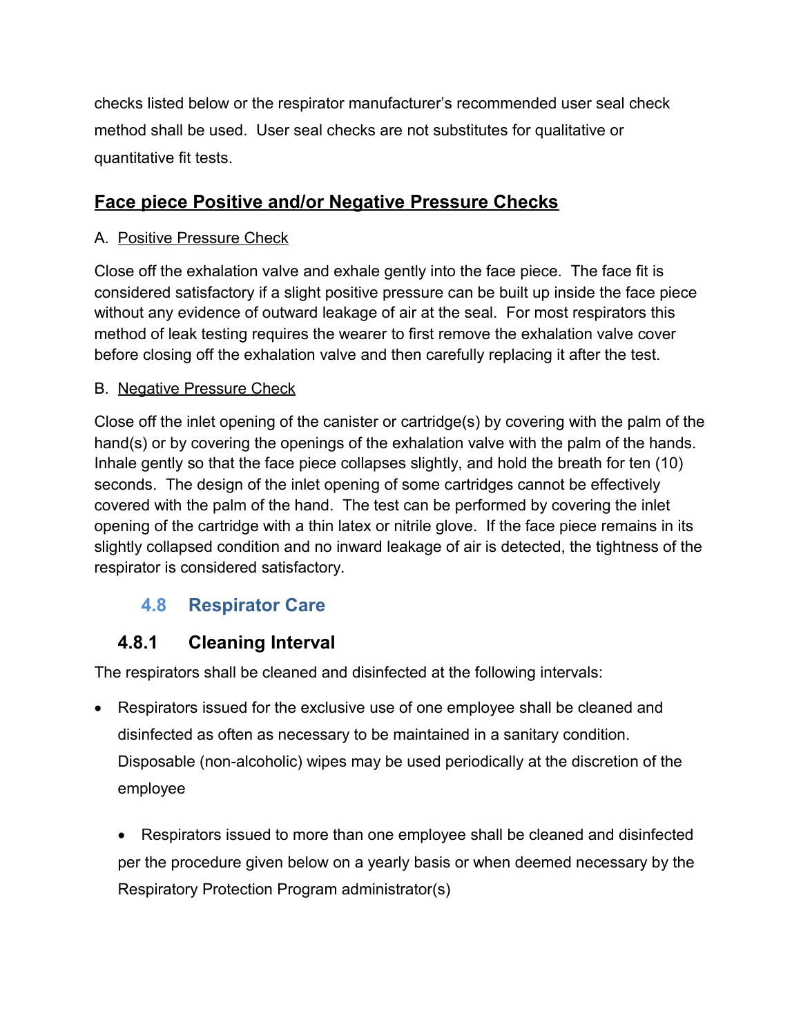checks listed below or the respirator manufacturer's recommended user seal check method shall be used. User seal checks are not substitutes for qualitative or quantitative fit tests.

## Face piece Positive and/or Negative Pressure Checks

A. Positive Pressure Check

Close off the exhalation valve and exhale gently into the face piece. The face fit is considered satisfactory if a slight positive pressure can be built up inside the face piece without any evidence of outward leakage of air at the seal. For most respirators this method of leak testing requires the wearer to first remove the exhalation valve cover before closing off the exhalation valve and then carefully replacing it after the test.

B. Negative Pressure Check

Close off the inlet opening of the canister or cartridge(s) by covering with the palm of the hand(s) or by covering the openings of the exhalation valve with the palm of the hands. Inhale gently so that the face piece collapses slightly, and hold the breath for ten (10) seconds. The design of the inlet opening of some cartridges cannot be effectively covered with the palm of the hand. The test can be performed by covering the inlet opening of the cartridge with a thin latex or nitrile glove. If the face piece remains in its slightly collapsed condition and no inward leakage of air is detected, the tightness of the respirator is considered satisfactory.

## 4.8 Respirator Care

### 4.8.1 Cleaning Interval

The respirators shall be cleaned and disinfected at the following intervals:

- Respirators issued for the exclusive use of one employee shall be cleaned and disinfected as often as necessary to be maintained in a sanitary condition. Disposable (non-alcoholic) wipes may be used periodically at the discretion of the employee
- Respirators issued to more than one employee shall be cleaned and disinfected per the procedure given below on a yearly basis or when deemed necessary by the Respiratory Protection Program administrator(s)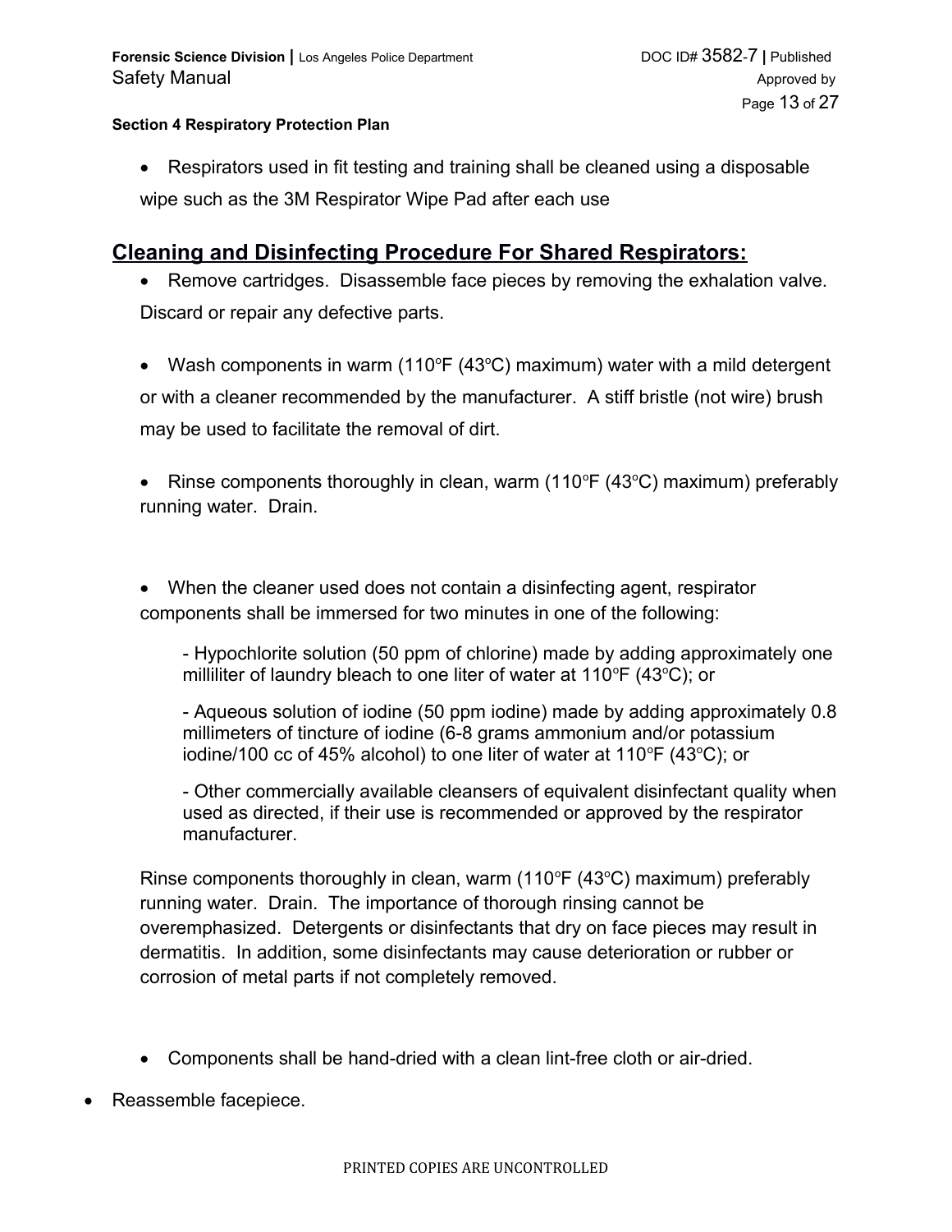- Respirators used in fit testing and training shall be cleaned using a disposable wipe such as the 3M Respirator Wipe Pad after each use

## Cleaning and Disinfecting Procedure For Shared Respirators:

- Remove cartridges. Disassemble face pieces by removing the exhalation valve. Discard or repair any defective parts.

- Wash components in warm (110°F (43°C) maximum) water with a mild detergent or with a cleaner recommended by the manufacturer. A stiff bristle (not wire) brush may be used to facilitate the removal of dirt.

- Rinse components thoroughly in clean, warm (110°F (43°C) maximum) preferably running water. Drain.

- When the cleaner used does not contain a disinfecting agent, respirator components shall be immersed for two minutes in one of the following:

  - Hypochlorite solution (50 ppm of chlorine) made by adding approximately one milliliter of laundry bleach to one liter of water at 110°F (43°C); or

  - Aqueous solution of iodine (50 ppm iodine) made by adding approximately 0.8 millimeters of tincture of iodine (6-8 grams ammonium and/or potassium iodine/100 cc of 45% alcohol) to one liter of water at 110°F (43°C); or

  - Other commercially available cleansers of equivalent disinfectant quality when used as directed, if their use is recommended or approved by the respirator manufacturer.

  Rinse components thoroughly in clean, warm (110°F (43°C) maximum) preferably running water. Drain. The importance of thorough rinsing cannot be overemphasized. Detergents or disinfectants that dry on face pieces may result in dermatitis. In addition, some disinfectants may cause deterioration or rubber or corrosion of metal parts if not completely removed.

- Components shall be hand-dried with a clean lint-free cloth or air-dried.

- Reassemble facepiece.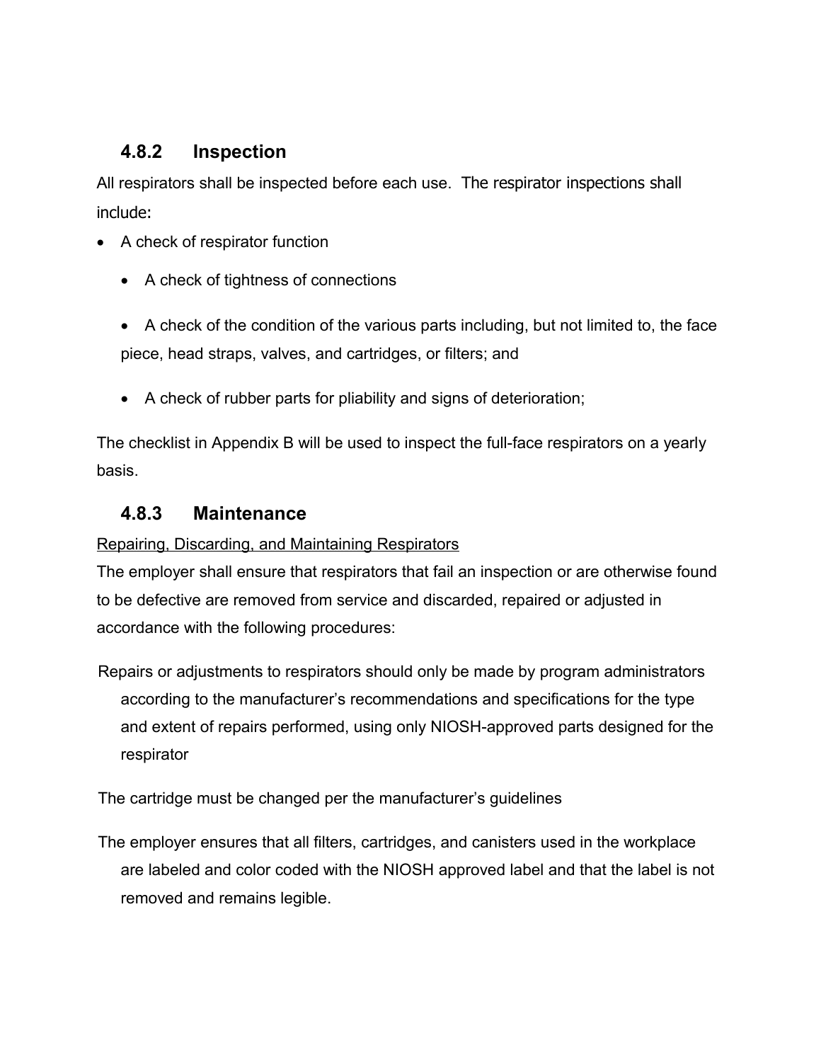### 4.8.2 Inspection

All respirators shall be inspected before each use. The respirator inspections shall include:

- A check of respirator function
  - A check of tightness of connections
  - A check of the condition of the various parts including, but not limited to, the face piece, head straps, valves, and cartridges, or filters; and
  - A check of rubber parts for pliability and signs of deterioration;

The checklist in Appendix B will be used to inspect the full-face respirators on a yearly basis.

### 4.8.3 Maintenance

Repairing, Discarding, and Maintaining Respirators

The employer shall ensure that respirators that fail an inspection or are otherwise found to be defective are removed from service and discarded, repaired or adjusted in accordance with the following procedures:

Repairs or adjustments to respirators should only be made by program administrators according to the manufacturer's recommendations and specifications for the type and extent of repairs performed, using only NIOSH-approved parts designed for the respirator

The cartridge must be changed per the manufacturer's guidelines

The employer ensures that all filters, cartridges, and canisters used in the workplace are labeled and color coded with the NIOSH approved label and that the label is not removed and remains legible.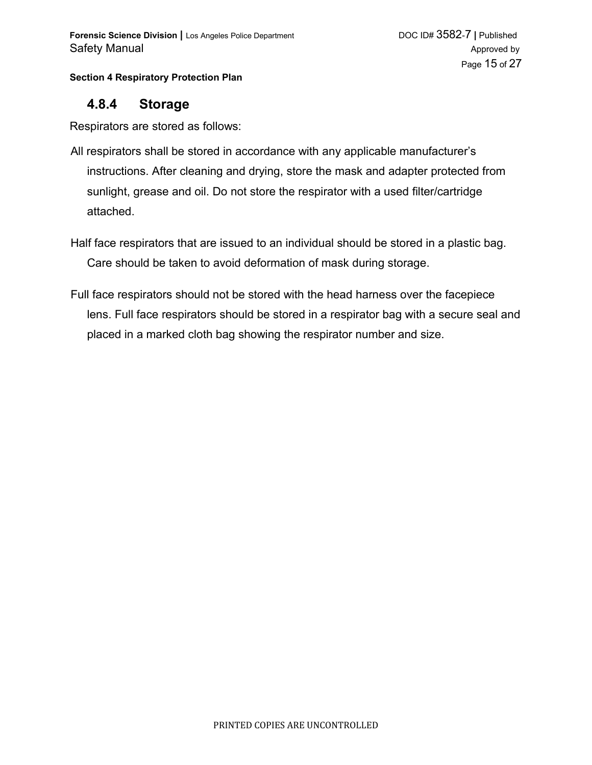### 4.8.4 Storage

Respirators are stored as follows:

All respirators shall be stored in accordance with any applicable manufacturer's instructions. After cleaning and drying, store the mask and adapter protected from sunlight, grease and oil. Do not store the respirator with a used filter/cartridge attached.

Half face respirators that are issued to an individual should be stored in a plastic bag. Care should be taken to avoid deformation of mask during storage.

Full face respirators should not be stored with the head harness over the facepiece lens. Full face respirators should be stored in a respirator bag with a secure seal and placed in a marked cloth bag showing the respirator number and size.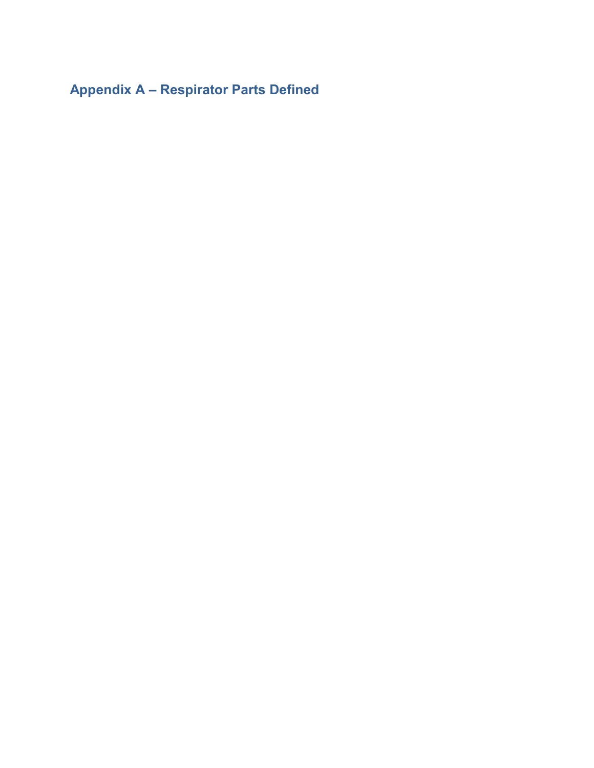## Appendix A – Respirator Parts Defined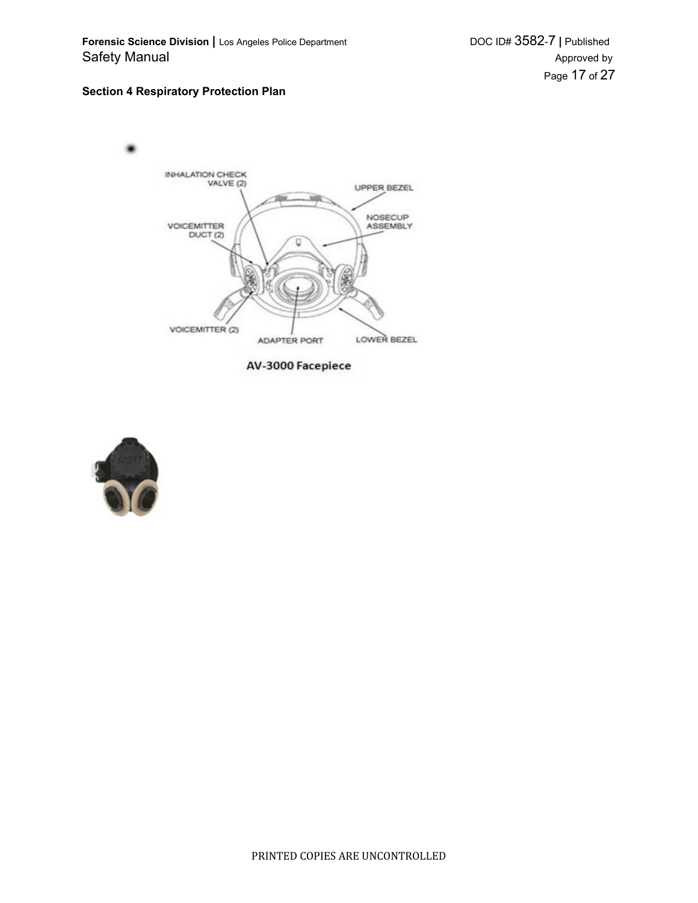AV-3000 Facepiece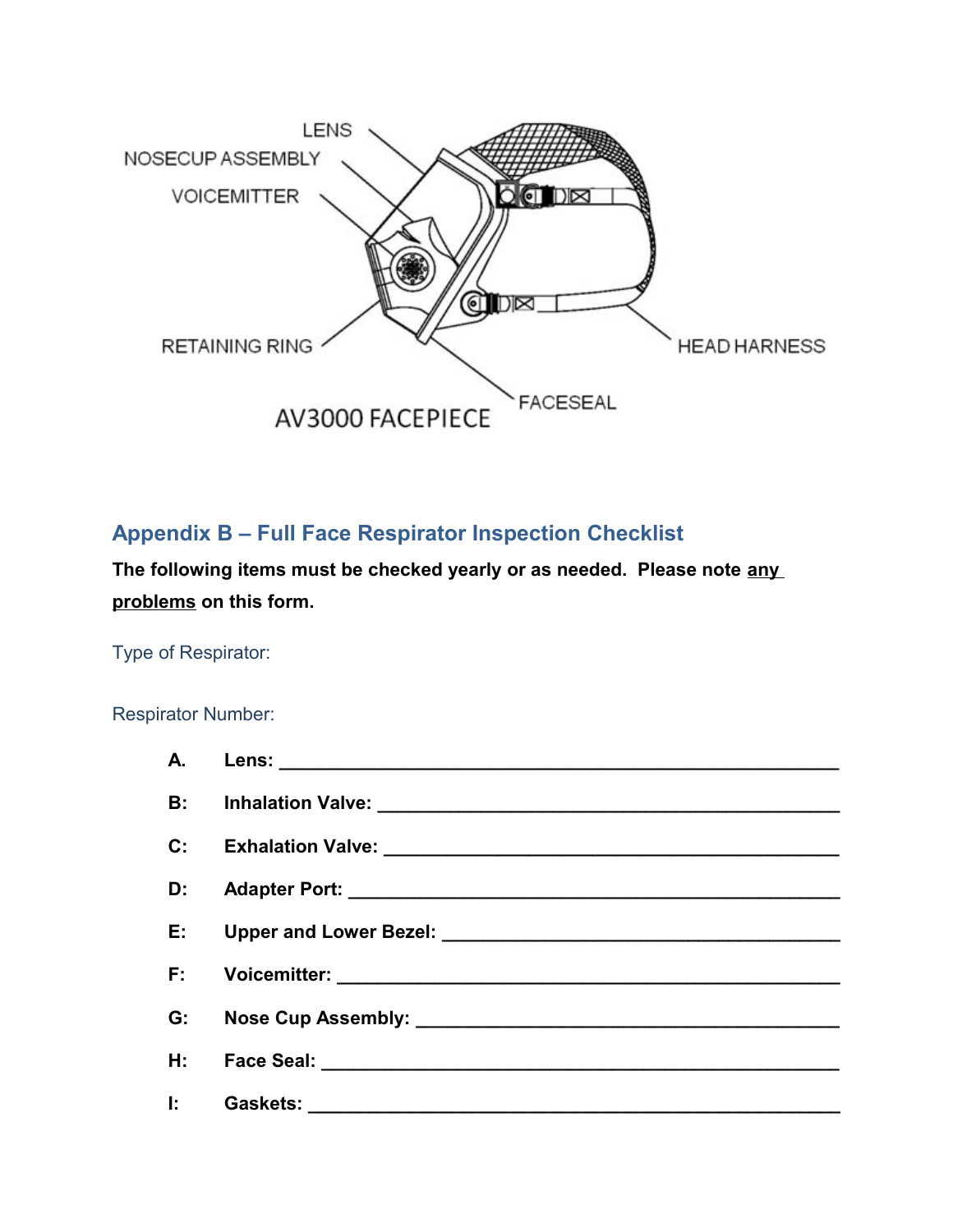LENS

NOSECUP ASSEMBLY

VOICEMITTER

RETAINING RING

HEAD HARNESS

FACESEAL

AV3000 FACEPIECE

## Appendix B – Full Face Respirator Inspection Checklist

**The following items must be checked yearly or as needed. Please note any problems on this form.**

Type of Respirator:

Respirator Number:

**A. Lens:** ______________________________________________

**B: Inhalation Valve:** ______________________________________

**C: Exhalation Valve:** ______________________________________

**D: Adapter Port:** _________________________________________

**E: Upper and Lower Bezel:** __________________________________

**F: Voicemitter:** __________________________________________

**G: Nose Cup Assembly:** ____________________________________

**H: Face Seal:** ___________________________________________

**I: Gaskets:** _____________________________________________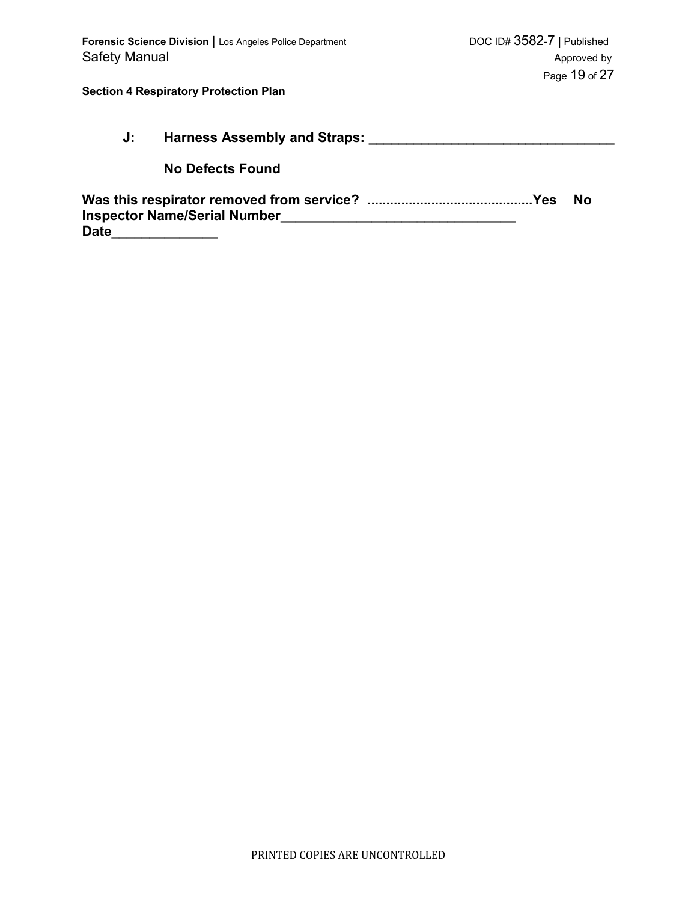**J: Harness Assembly and Straps: ________________________________**

**No Defects Found**

**Was this respirator removed from service? ...........................................Yes No**
**Inspector Name/Serial Number______________________________**
**Date______________**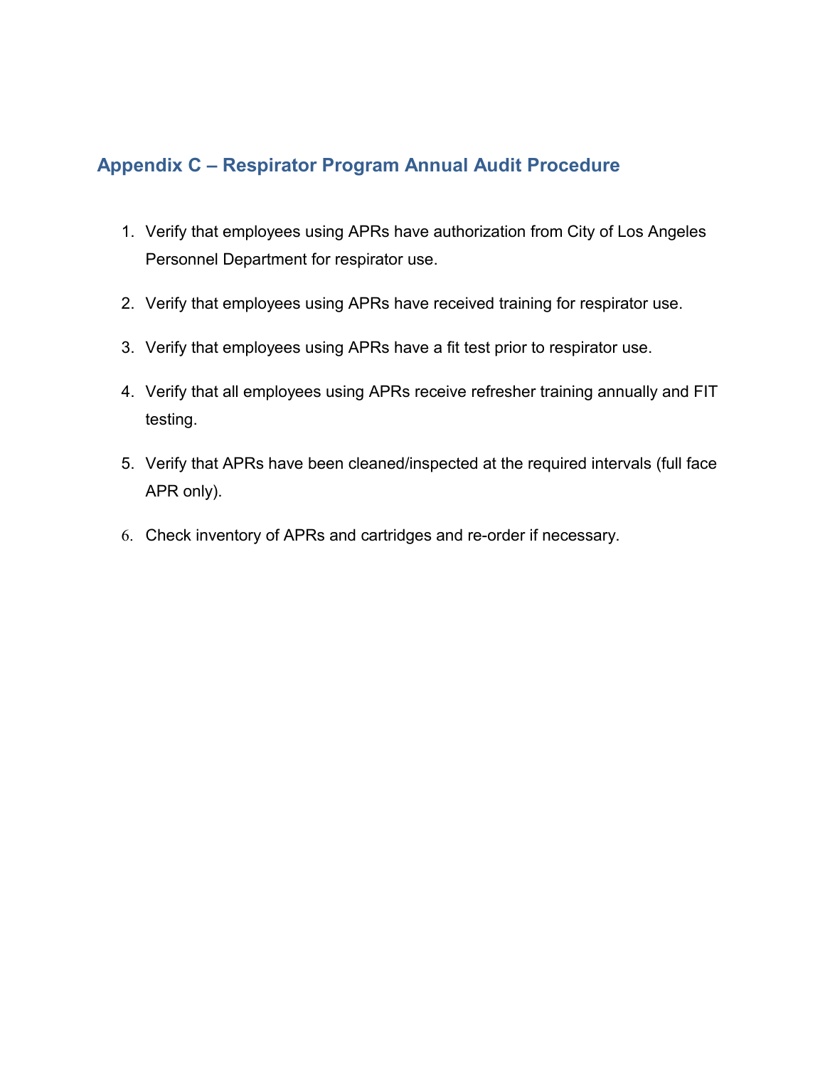## Appendix C – Respirator Program Annual Audit Procedure

1. Verify that employees using APRs have authorization from City of Los Angeles Personnel Department for respirator use.
2. Verify that employees using APRs have received training for respirator use.
3. Verify that employees using APRs have a fit test prior to respirator use.
4. Verify that all employees using APRs receive refresher training annually and FIT testing.
5. Verify that APRs have been cleaned/inspected at the required intervals (full face APR only).
6. Check inventory of APRs and cartridges and re-order if necessary.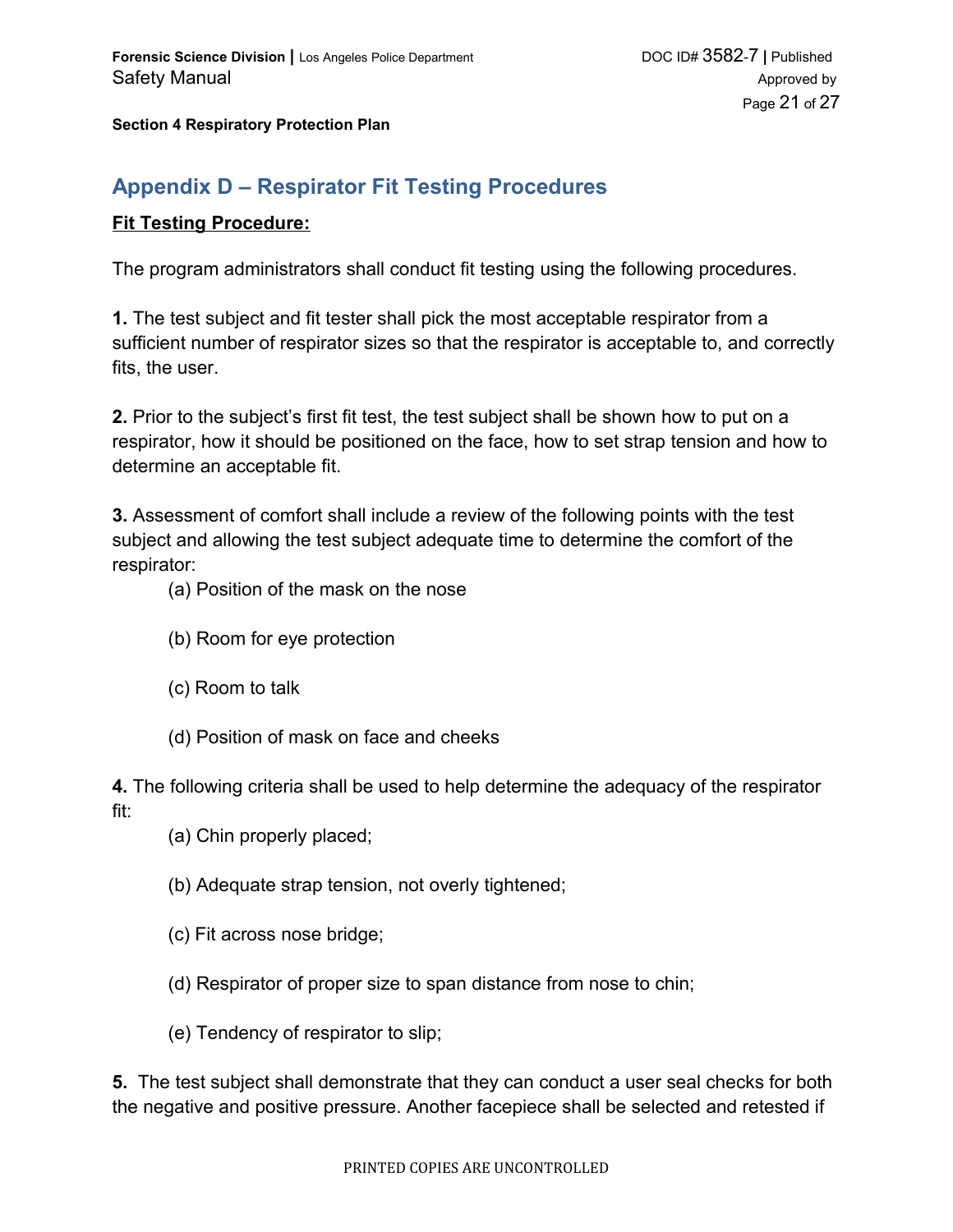## Appendix D – Respirator Fit Testing Procedures

**Fit Testing Procedure:**

The program administrators shall conduct fit testing using the following procedures.

**1.** The test subject and fit tester shall pick the most acceptable respirator from a sufficient number of respirator sizes so that the respirator is acceptable to, and correctly fits, the user.

**2.** Prior to the subject's first fit test, the test subject shall be shown how to put on a respirator, how it should be positioned on the face, how to set strap tension and how to determine an acceptable fit.

**3.** Assessment of comfort shall include a review of the following points with the test subject and allowing the test subject adequate time to determine the comfort of the respirator:

(a) Position of the mask on the nose

(b) Room for eye protection

(c) Room to talk

(d) Position of mask on face and cheeks

**4.** The following criteria shall be used to help determine the adequacy of the respirator fit:

(a) Chin properly placed;

(b) Adequate strap tension, not overly tightened;

(c) Fit across nose bridge;

(d) Respirator of proper size to span distance from nose to chin;

(e) Tendency of respirator to slip;

**5.** The test subject shall demonstrate that they can conduct a user seal checks for both the negative and positive pressure. Another facepiece shall be selected and retested if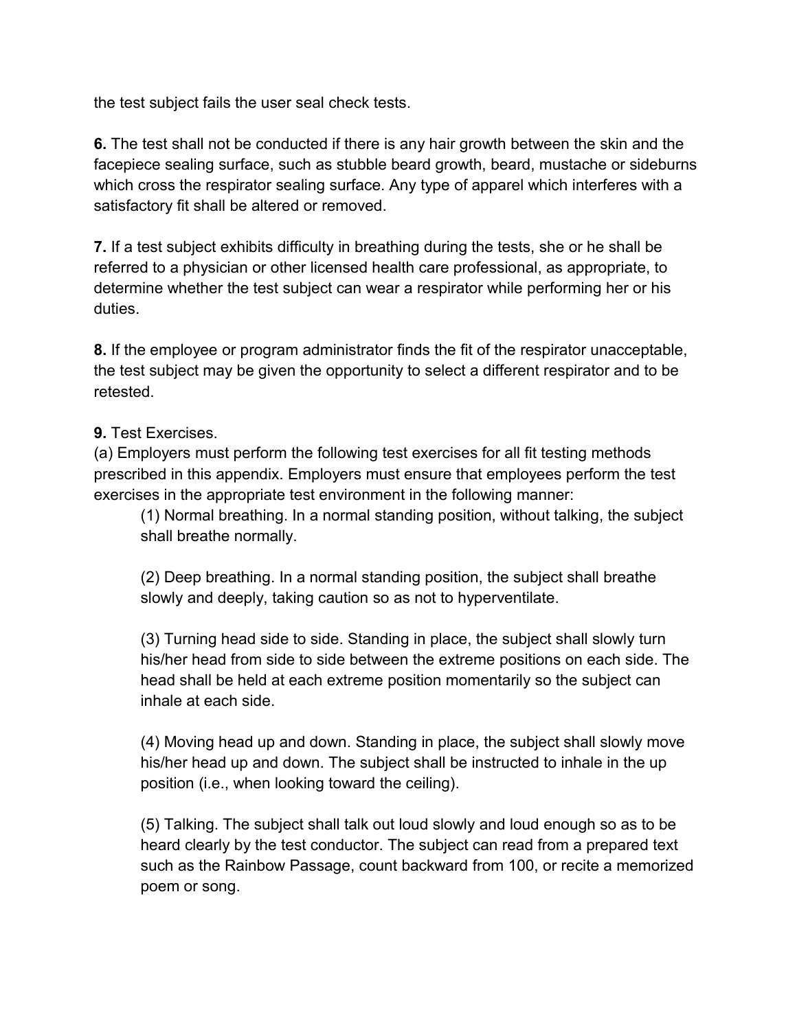the test subject fails the user seal check tests.

**6.** The test shall not be conducted if there is any hair growth between the skin and the facepiece sealing surface, such as stubble beard growth, beard, mustache or sideburns which cross the respirator sealing surface. Any type of apparel which interferes with a satisfactory fit shall be altered or removed.

**7.** If a test subject exhibits difficulty in breathing during the tests, she or he shall be referred to a physician or other licensed health care professional, as appropriate, to determine whether the test subject can wear a respirator while performing her or his duties.

**8.** If the employee or program administrator finds the fit of the respirator unacceptable, the test subject may be given the opportunity to select a different respirator and to be retested.

**9.** Test Exercises.
(a) Employers must perform the following test exercises for all fit testing methods prescribed in this appendix. Employers must ensure that employees perform the test exercises in the appropriate test environment in the following manner:

(1) Normal breathing. In a normal standing position, without talking, the subject shall breathe normally.

(2) Deep breathing. In a normal standing position, the subject shall breathe slowly and deeply, taking caution so as not to hyperventilate.

(3) Turning head side to side. Standing in place, the subject shall slowly turn his/her head from side to side between the extreme positions on each side. The head shall be held at each extreme position momentarily so the subject can inhale at each side.

(4) Moving head up and down. Standing in place, the subject shall slowly move his/her head up and down. The subject shall be instructed to inhale in the up position (i.e., when looking toward the ceiling).

(5) Talking. The subject shall talk out loud slowly and loud enough so as to be heard clearly by the test conductor. The subject can read from a prepared text such as the Rainbow Passage, count backward from 100, or recite a memorized poem or song.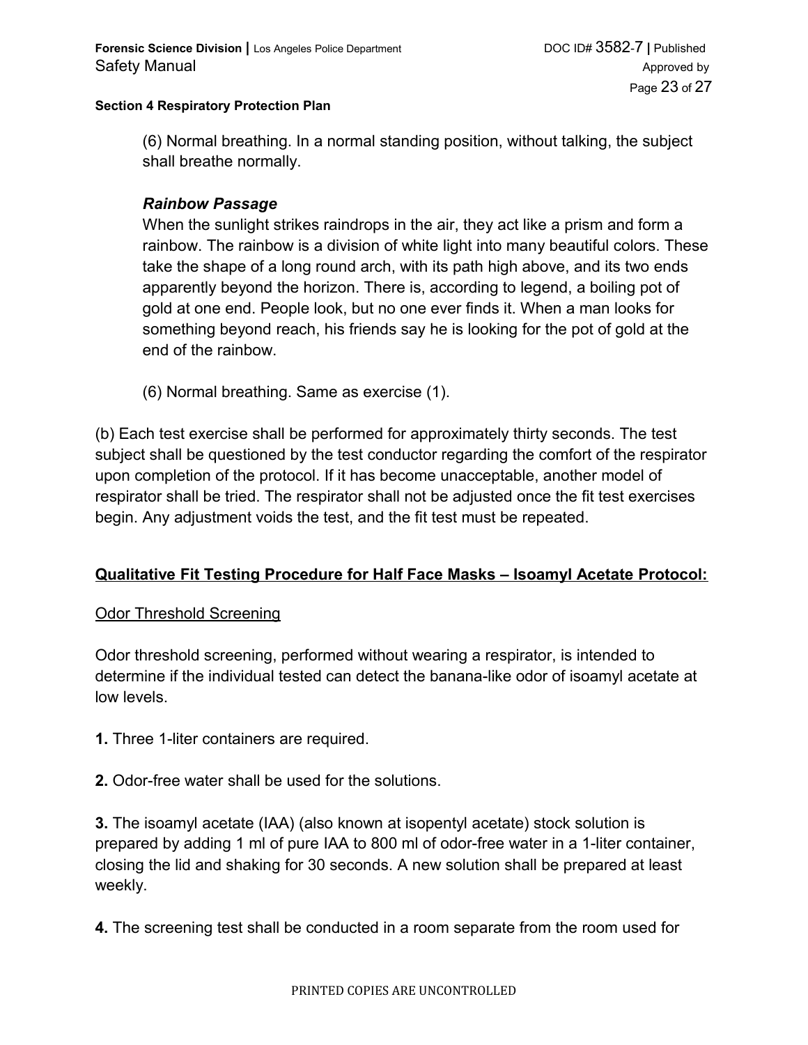**Section 4 Respiratory Protection Plan**

(6) Normal breathing. In a normal standing position, without talking, the subject shall breathe normally.

***Rainbow Passage***

When the sunlight strikes raindrops in the air, they act like a prism and form a rainbow. The rainbow is a division of white light into many beautiful colors. These take the shape of a long round arch, with its path high above, and its two ends apparently beyond the horizon. There is, according to legend, a boiling pot of gold at one end. People look, but no one ever finds it. When a man looks for something beyond reach, his friends say he is looking for the pot of gold at the end of the rainbow.

(6) Normal breathing. Same as exercise (1).

(b) Each test exercise shall be performed for approximately thirty seconds. The test subject shall be questioned by the test conductor regarding the comfort of the respirator upon completion of the protocol. If it has become unacceptable, another model of respirator shall be tried. The respirator shall not be adjusted once the fit test exercises begin. Any adjustment voids the test, and the fit test must be repeated.

## Qualitative Fit Testing Procedure for Half Face Masks – Isoamyl Acetate Protocol:

### Odor Threshold Screening

Odor threshold screening, performed without wearing a respirator, is intended to determine if the individual tested can detect the banana-like odor of isoamyl acetate at low levels.

**1.** Three 1-liter containers are required.

**2.** Odor-free water shall be used for the solutions.

**3.** The isoamyl acetate (IAA) (also known at isopentyl acetate) stock solution is prepared by adding 1 ml of pure IAA to 800 ml of odor-free water in a 1-liter container, closing the lid and shaking for 30 seconds. A new solution shall be prepared at least weekly.

**4.** The screening test shall be conducted in a room separate from the room used for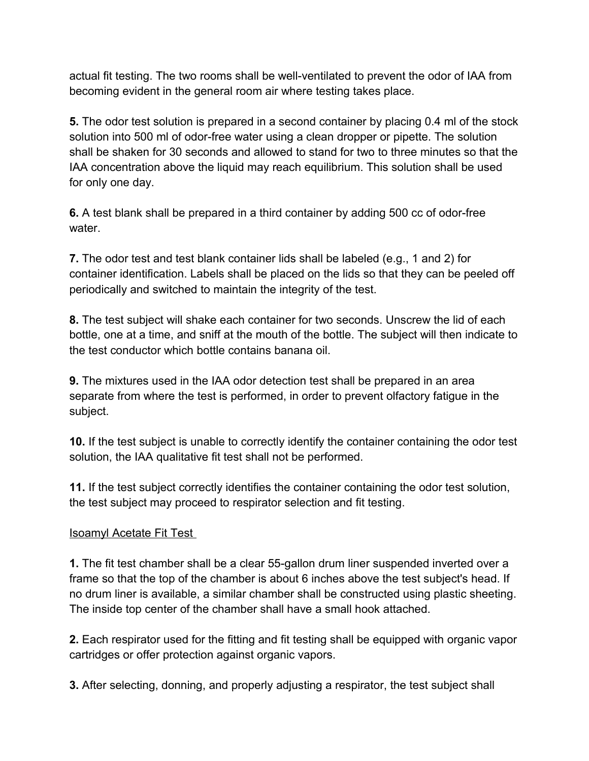actual fit testing. The two rooms shall be well-ventilated to prevent the odor of IAA from becoming evident in the general room air where testing takes place.

**5.** The odor test solution is prepared in a second container by placing 0.4 ml of the stock solution into 500 ml of odor-free water using a clean dropper or pipette. The solution shall be shaken for 30 seconds and allowed to stand for two to three minutes so that the IAA concentration above the liquid may reach equilibrium. This solution shall be used for only one day.

**6.** A test blank shall be prepared in a third container by adding 500 cc of odor-free water.

**7.** The odor test and test blank container lids shall be labeled (e.g., 1 and 2) for container identification. Labels shall be placed on the lids so that they can be peeled off periodically and switched to maintain the integrity of the test.

**8.** The test subject will shake each container for two seconds. Unscrew the lid of each bottle, one at a time, and sniff at the mouth of the bottle. The subject will then indicate to the test conductor which bottle contains banana oil.

**9.** The mixtures used in the IAA odor detection test shall be prepared in an area separate from where the test is performed, in order to prevent olfactory fatigue in the subject.

**10.** If the test subject is unable to correctly identify the container containing the odor test solution, the IAA qualitative fit test shall not be performed.

**11.** If the test subject correctly identifies the container containing the odor test solution, the test subject may proceed to respirator selection and fit testing.

<u>Isoamyl Acetate Fit Test</u>

**1.** The fit test chamber shall be a clear 55-gallon drum liner suspended inverted over a frame so that the top of the chamber is about 6 inches above the test subject's head. If no drum liner is available, a similar chamber shall be constructed using plastic sheeting. The inside top center of the chamber shall have a small hook attached.

**2.** Each respirator used for the fitting and fit testing shall be equipped with organic vapor cartridges or offer protection against organic vapors.

**3.** After selecting, donning, and properly adjusting a respirator, the test subject shall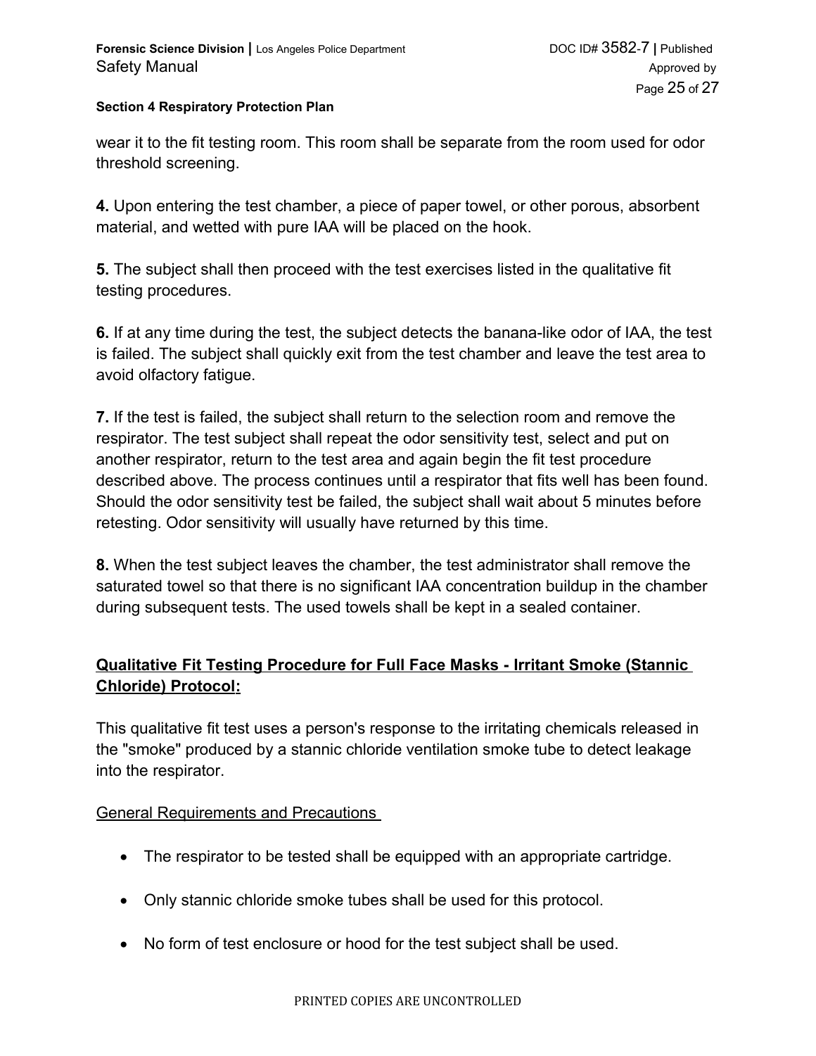wear it to the fit testing room. This room shall be separate from the room used for odor threshold screening.

**4.** Upon entering the test chamber, a piece of paper towel, or other porous, absorbent material, and wetted with pure IAA will be placed on the hook.

**5.** The subject shall then proceed with the test exercises listed in the qualitative fit testing procedures.

**6.** If at any time during the test, the subject detects the banana-like odor of IAA, the test is failed. The subject shall quickly exit from the test chamber and leave the test area to avoid olfactory fatigue.

**7.** If the test is failed, the subject shall return to the selection room and remove the respirator. The test subject shall repeat the odor sensitivity test, select and put on another respirator, return to the test area and again begin the fit test procedure described above. The process continues until a respirator that fits well has been found. Should the odor sensitivity test be failed, the subject shall wait about 5 minutes before retesting. Odor sensitivity will usually have returned by this time.

**8.** When the test subject leaves the chamber, the test administrator shall remove the saturated towel so that there is no significant IAA concentration buildup in the chamber during subsequent tests. The used towels shall be kept in a sealed container.

## Qualitative Fit Testing Procedure for Full Face Masks - Irritant Smoke (Stannic Chloride) Protocol:

This qualitative fit test uses a person's response to the irritating chemicals released in the "smoke" produced by a stannic chloride ventilation smoke tube to detect leakage into the respirator.

General Requirements and Precautions

- The respirator to be tested shall be equipped with an appropriate cartridge.
- Only stannic chloride smoke tubes shall be used for this protocol.
- No form of test enclosure or hood for the test subject shall be used.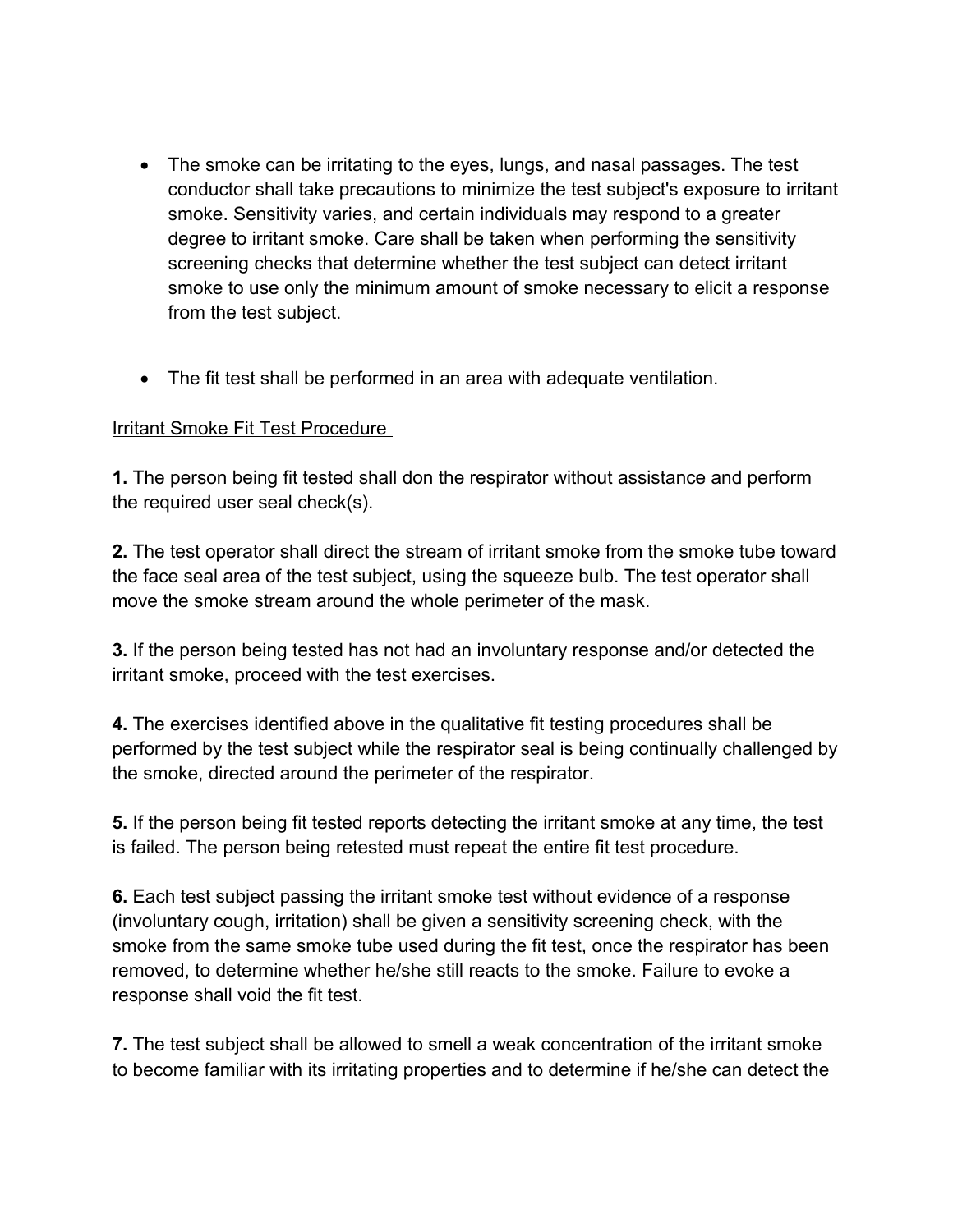- The smoke can be irritating to the eyes, lungs, and nasal passages. The test conductor shall take precautions to minimize the test subject's exposure to irritant smoke. Sensitivity varies, and certain individuals may respond to a greater degree to irritant smoke. Care shall be taken when performing the sensitivity screening checks that determine whether the test subject can detect irritant smoke to use only the minimum amount of smoke necessary to elicit a response from the test subject.

- The fit test shall be performed in an area with adequate ventilation.

<u>Irritant Smoke Fit Test Procedure</u>

**1.** The person being fit tested shall don the respirator without assistance and perform the required user seal check(s).

**2.** The test operator shall direct the stream of irritant smoke from the smoke tube toward the face seal area of the test subject, using the squeeze bulb. The test operator shall move the smoke stream around the whole perimeter of the mask.

**3.** If the person being tested has not had an involuntary response and/or detected the irritant smoke, proceed with the test exercises.

**4.** The exercises identified above in the qualitative fit testing procedures shall be performed by the test subject while the respirator seal is being continually challenged by the smoke, directed around the perimeter of the respirator.

**5.** If the person being fit tested reports detecting the irritant smoke at any time, the test is failed. The person being retested must repeat the entire fit test procedure.

**6.** Each test subject passing the irritant smoke test without evidence of a response (involuntary cough, irritation) shall be given a sensitivity screening check, with the smoke from the same smoke tube used during the fit test, once the respirator has been removed, to determine whether he/she still reacts to the smoke. Failure to evoke a response shall void the fit test.

**7.** The test subject shall be allowed to smell a weak concentration of the irritant smoke to become familiar with its irritating properties and to determine if he/she can detect the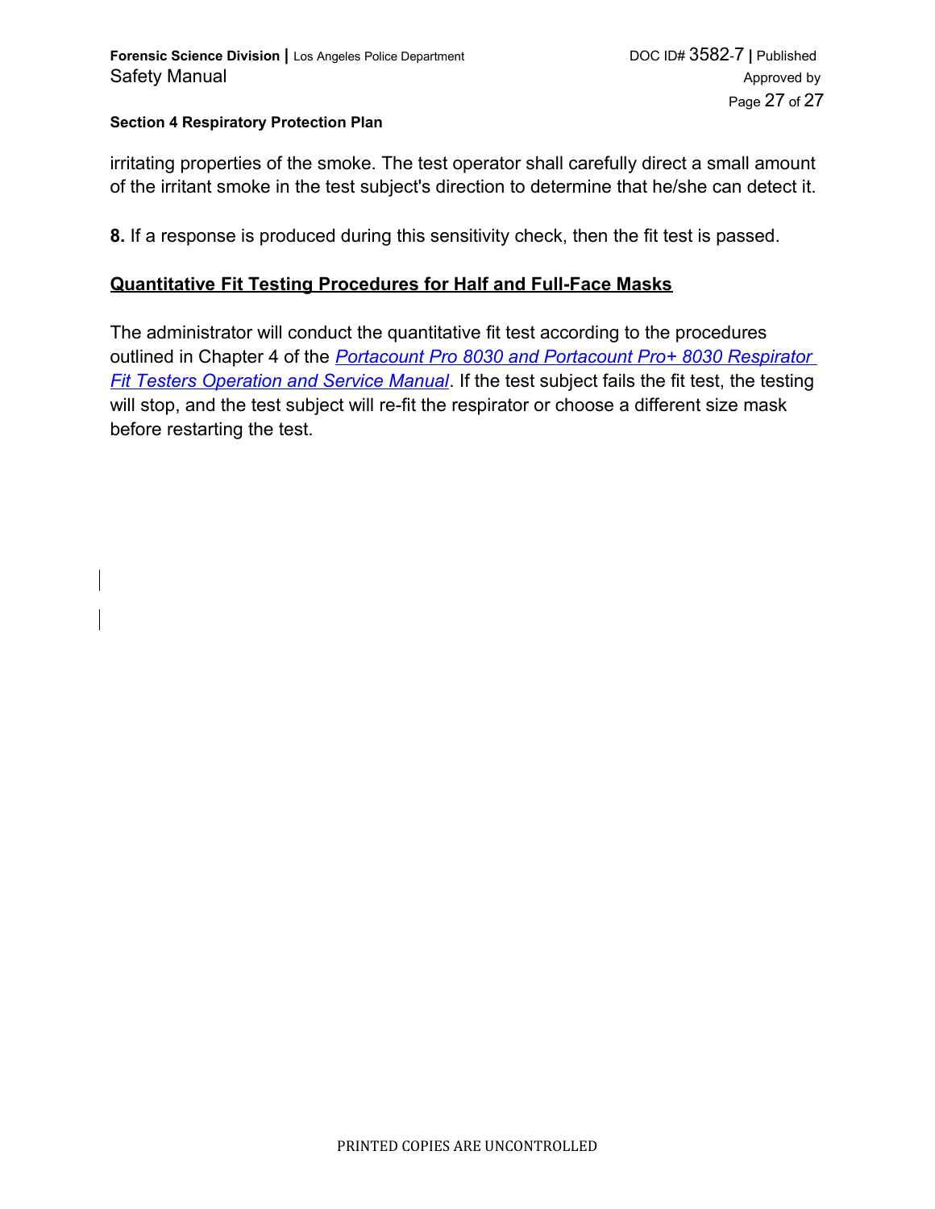irritating properties of the smoke. The test operator shall carefully direct a small amount of the irritant smoke in the test subject's direction to determine that he/she can detect it.

**8.** If a response is produced during this sensitivity check, then the fit test is passed.

## Quantitative Fit Testing Procedures for Half and Full-Face Masks

The administrator will conduct the quantitative fit test according to the procedures outlined in Chapter 4 of the *Portacount Pro 8030 and Portacount Pro+ 8030 Respirator Fit Testers Operation and Service Manual*. If the test subject fails the fit test, the testing will stop, and the test subject will re-fit the respirator or choose a different size mask before restarting the test.